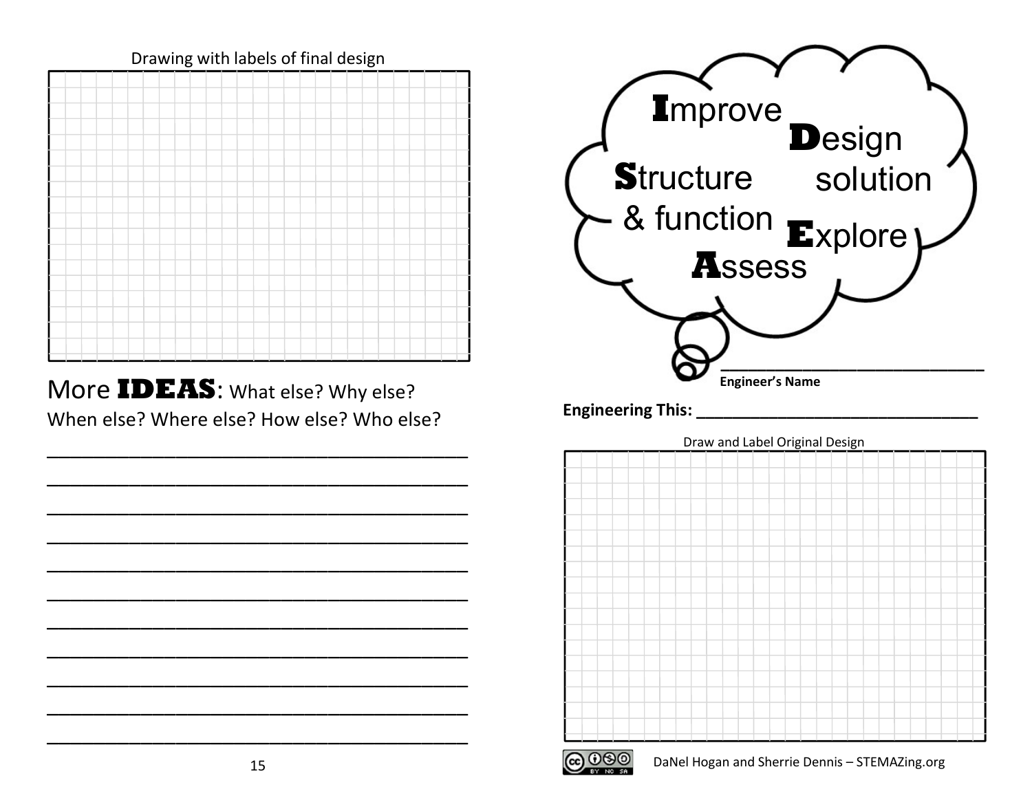Drawing with labels of final design

More **IDEAS**: What else? Why else? When else? Where else? How else? Who else?

___________________________________________

___________________________________________

___________________________________________

___________________________________________

___________________________________________

___________________________________________

___________________________________________

___________________________________________

___________________________________________

___________________________________________

___________________________________________

**I**mprove

**D**esign solution

**S**tructure & function

**E**xplore

**A**ssess

___________________________________

**Engineer's Name**

**Engineering This:** ________________________________

Draw and Label Original Design

DaNel Hogan and Sherrie Dennis – STEMAZing.org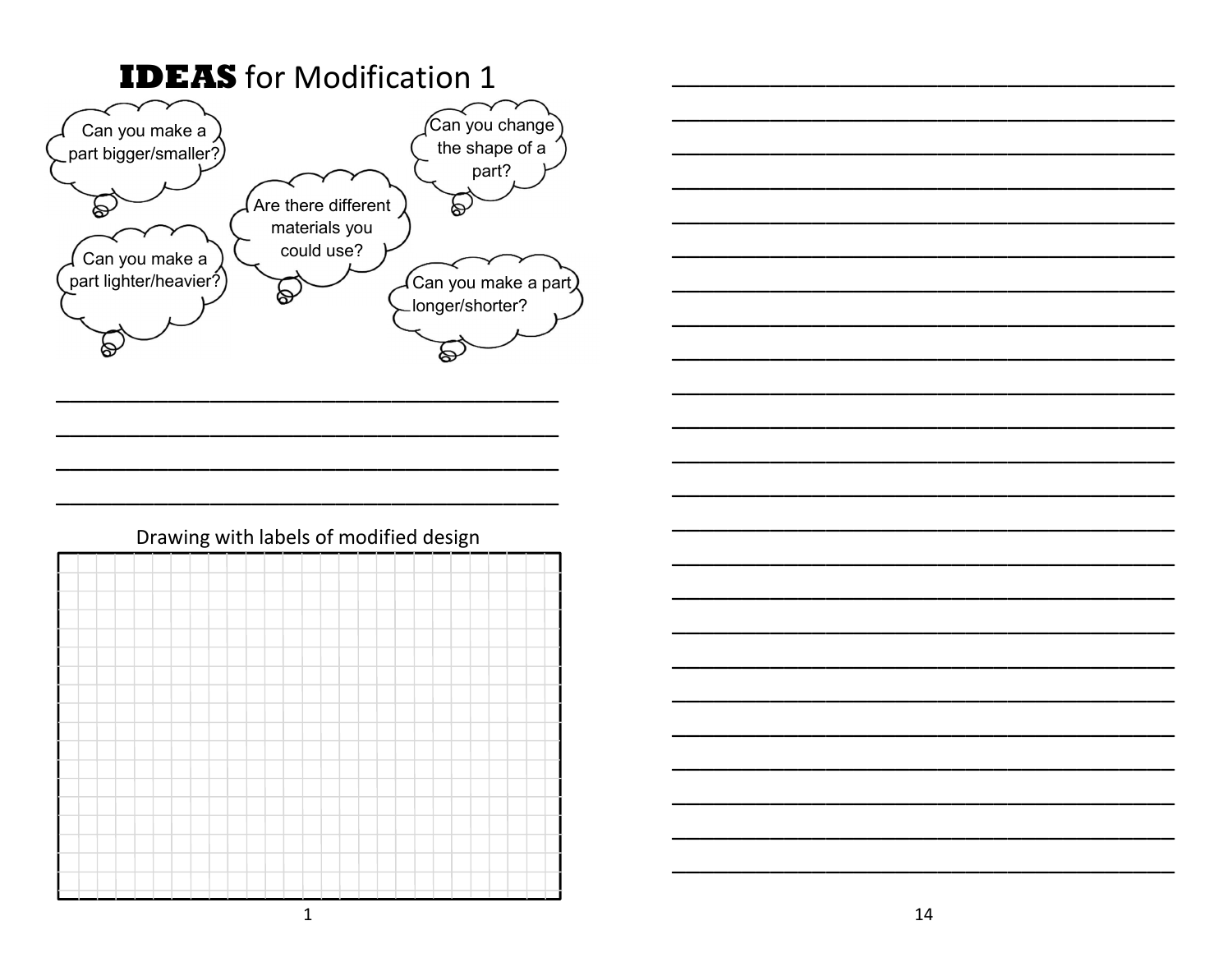# **IDEAS** for Modification 1

Can you make a part bigger/smaller?

Can you change the shape of a part?

Are there different materials you could use?

Can you make a part lighter/heavier?

Can you make a part longer/shorter?

\_\_\_\_\_\_\_\_\_\_\_\_\_\_\_\_\_\_\_\_\_\_\_\_\_\_\_\_\_\_\_\_\_\_\_\_\_\_\_\_

\_\_\_\_\_\_\_\_\_\_\_\_\_\_\_\_\_\_\_\_\_\_\_\_\_\_\_\_\_\_\_\_\_\_\_\_\_\_\_\_

\_\_\_\_\_\_\_\_\_\_\_\_\_\_\_\_\_\_\_\_\_\_\_\_\_\_\_\_\_\_\_\_\_\_\_\_\_\_\_\_

\_\_\_\_\_\_\_\_\_\_\_\_\_\_\_\_\_\_\_\_\_\_\_\_\_\_\_\_\_\_\_\_\_\_\_\_\_\_\_\_

Drawing with labels of modified design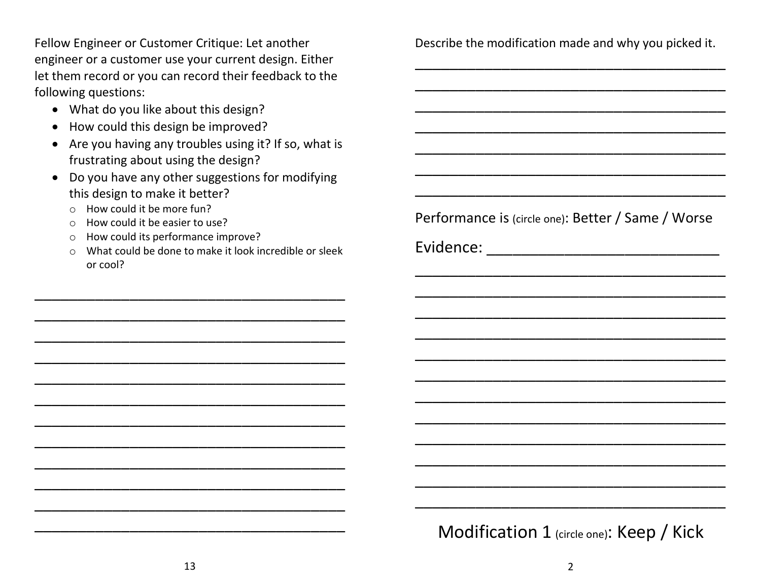Fellow Engineer or Customer Critique: Let another engineer or a customer use your current design. Either let them record or you can record their feedback to the following questions:

- What do you like about this design?
- How could this design be improved?
- Are you having any troubles using it? If so, what is frustrating about using the design?
- Do you have any other suggestions for modifying this design to make it better?
  - How could it be more fun?
  - How could it be easier to use?
  - How could its performance improve?
  - What could be done to make it look incredible or sleek or cool?

\_\_\_\_\_\_\_\_\_\_\_\_\_\_\_\_\_\_\_\_\_\_\_\_\_\_\_\_\_\_\_\_\_\_\_\_\_\_\_\_

\_\_\_\_\_\_\_\_\_\_\_\_\_\_\_\_\_\_\_\_\_\_\_\_\_\_\_\_\_\_\_\_\_\_\_\_\_\_\_\_

\_\_\_\_\_\_\_\_\_\_\_\_\_\_\_\_\_\_\_\_\_\_\_\_\_\_\_\_\_\_\_\_\_\_\_\_\_\_\_\_

\_\_\_\_\_\_\_\_\_\_\_\_\_\_\_\_\_\_\_\_\_\_\_\_\_\_\_\_\_\_\_\_\_\_\_\_\_\_\_\_

\_\_\_\_\_\_\_\_\_\_\_\_\_\_\_\_\_\_\_\_\_\_\_\_\_\_\_\_\_\_\_\_\_\_\_\_\_\_\_\_

\_\_\_\_\_\_\_\_\_\_\_\_\_\_\_\_\_\_\_\_\_\_\_\_\_\_\_\_\_\_\_\_\_\_\_\_\_\_\_\_

\_\_\_\_\_\_\_\_\_\_\_\_\_\_\_\_\_\_\_\_\_\_\_\_\_\_\_\_\_\_\_\_\_\_\_\_\_\_\_\_

\_\_\_\_\_\_\_\_\_\_\_\_\_\_\_\_\_\_\_\_\_\_\_\_\_\_\_\_\_\_\_\_\_\_\_\_\_\_\_\_

\_\_\_\_\_\_\_\_\_\_\_\_\_\_\_\_\_\_\_\_\_\_\_\_\_\_\_\_\_\_\_\_\_\_\_\_\_\_\_\_

\_\_\_\_\_\_\_\_\_\_\_\_\_\_\_\_\_\_\_\_\_\_\_\_\_\_\_\_\_\_\_\_\_\_\_\_\_\_\_\_

\_\_\_\_\_\_\_\_\_\_\_\_\_\_\_\_\_\_\_\_\_\_\_\_\_\_\_\_\_\_\_\_\_\_\_\_\_\_\_\_

\_\_\_\_\_\_\_\_\_\_\_\_\_\_\_\_\_\_\_\_\_\_\_\_\_\_\_\_\_\_\_\_\_\_\_\_\_\_\_\_

Describe the modification made and why you picked it.

\_\_\_\_\_\_\_\_\_\_\_\_\_\_\_\_\_\_\_\_\_\_\_\_\_\_\_\_\_\_\_\_\_\_\_\_\_\_\_\_

\_\_\_\_\_\_\_\_\_\_\_\_\_\_\_\_\_\_\_\_\_\_\_\_\_\_\_\_\_\_\_\_\_\_\_\_\_\_\_\_

\_\_\_\_\_\_\_\_\_\_\_\_\_\_\_\_\_\_\_\_\_\_\_\_\_\_\_\_\_\_\_\_\_\_\_\_\_\_\_\_

\_\_\_\_\_\_\_\_\_\_\_\_\_\_\_\_\_\_\_\_\_\_\_\_\_\_\_\_\_\_\_\_\_\_\_\_\_\_\_\_

\_\_\_\_\_\_\_\_\_\_\_\_\_\_\_\_\_\_\_\_\_\_\_\_\_\_\_\_\_\_\_\_\_\_\_\_\_\_\_\_

\_\_\_\_\_\_\_\_\_\_\_\_\_\_\_\_\_\_\_\_\_\_\_\_\_\_\_\_\_\_\_\_\_\_\_\_\_\_\_\_

\_\_\_\_\_\_\_\_\_\_\_\_\_\_\_\_\_\_\_\_\_\_\_\_\_\_\_\_\_\_\_\_\_\_\_\_\_\_\_\_

Performance is (circle one): Better / Same / Worse

Evidence: \_\_\_\_\_\_\_\_\_\_\_\_\_\_\_\_\_\_\_\_\_\_\_\_\_\_\_\_

\_\_\_\_\_\_\_\_\_\_\_\_\_\_\_\_\_\_\_\_\_\_\_\_\_\_\_\_\_\_\_\_\_\_\_\_\_\_\_\_

\_\_\_\_\_\_\_\_\_\_\_\_\_\_\_\_\_\_\_\_\_\_\_\_\_\_\_\_\_\_\_\_\_\_\_\_\_\_\_\_

\_\_\_\_\_\_\_\_\_\_\_\_\_\_\_\_\_\_\_\_\_\_\_\_\_\_\_\_\_\_\_\_\_\_\_\_\_\_\_\_

\_\_\_\_\_\_\_\_\_\_\_\_\_\_\_\_\_\_\_\_\_\_\_\_\_\_\_\_\_\_\_\_\_\_\_\_\_\_\_\_

\_\_\_\_\_\_\_\_\_\_\_\_\_\_\_\_\_\_\_\_\_\_\_\_\_\_\_\_\_\_\_\_\_\_\_\_\_\_\_\_

\_\_\_\_\_\_\_\_\_\_\_\_\_\_\_\_\_\_\_\_\_\_\_\_\_\_\_\_\_\_\_\_\_\_\_\_\_\_\_\_

\_\_\_\_\_\_\_\_\_\_\_\_\_\_\_\_\_\_\_\_\_\_\_\_\_\_\_\_\_\_\_\_\_\_\_\_\_\_\_\_

\_\_\_\_\_\_\_\_\_\_\_\_\_\_\_\_\_\_\_\_\_\_\_\_\_\_\_\_\_\_\_\_\_\_\_\_\_\_\_\_

\_\_\_\_\_\_\_\_\_\_\_\_\_\_\_\_\_\_\_\_\_\_\_\_\_\_\_\_\_\_\_\_\_\_\_\_\_\_\_\_

\_\_\_\_\_\_\_\_\_\_\_\_\_\_\_\_\_\_\_\_\_\_\_\_\_\_\_\_\_\_\_\_\_\_\_\_\_\_\_\_

\_\_\_\_\_\_\_\_\_\_\_\_\_\_\_\_\_\_\_\_\_\_\_\_\_\_\_\_\_\_\_\_\_\_\_\_\_\_\_\_

\_\_\_\_\_\_\_\_\_\_\_\_\_\_\_\_\_\_\_\_\_\_\_\_\_\_\_\_\_\_\_\_\_\_\_\_\_\_\_\_

Modification 1 (circle one): Keep / Kick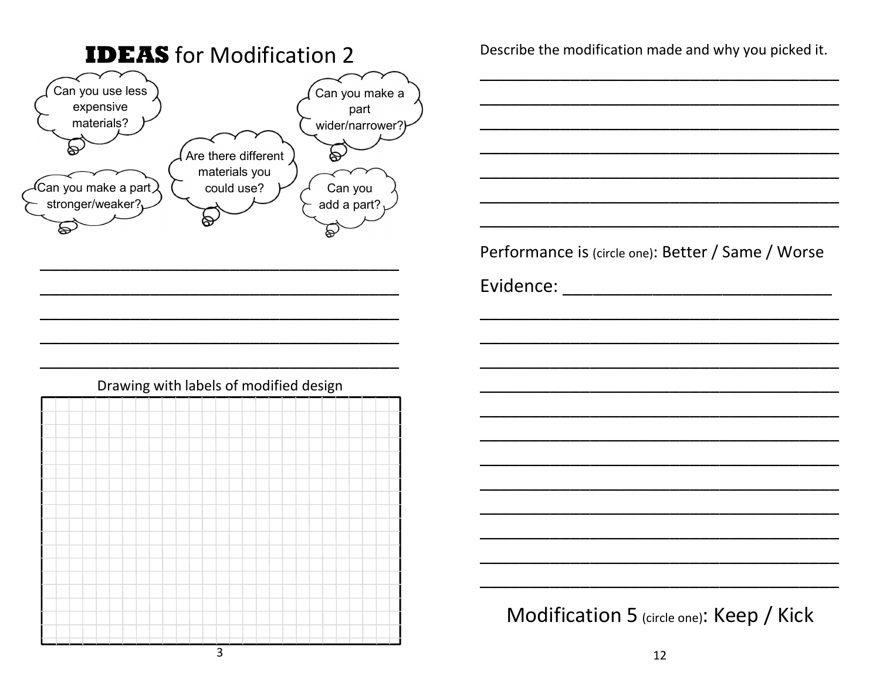## **IDEAS** for Modification 2

Can you use less expensive materials?

Can you make a part wider/narrower?

Are there different materials you could use?

Can you make a part stronger/weaker?

Can you add a part?

\_\_\_\_\_\_\_\_\_\_\_\_\_\_\_\_\_\_\_\_\_\_\_\_\_\_\_\_\_\_\_\_\_\_\_\_\_\_\_\_
\_\_\_\_\_\_\_\_\_\_\_\_\_\_\_\_\_\_\_\_\_\_\_\_\_\_\_\_\_\_\_\_\_\_\_\_\_\_\_\_
\_\_\_\_\_\_\_\_\_\_\_\_\_\_\_\_\_\_\_\_\_\_\_\_\_\_\_\_\_\_\_\_\_\_\_\_\_\_\_\_
\_\_\_\_\_\_\_\_\_\_\_\_\_\_\_\_\_\_\_\_\_\_\_\_\_\_\_\_\_\_\_\_\_\_\_\_\_\_\_\_
\_\_\_\_\_\_\_\_\_\_\_\_\_\_\_\_\_\_\_\_\_\_\_\_\_\_\_\_\_\_\_\_\_\_\_\_\_\_\_\_

Drawing with labels of modified design

Describe the modification made and why you picked it.

\_\_\_\_\_\_\_\_\_\_\_\_\_\_\_\_\_\_\_\_\_\_\_\_\_\_\_\_\_\_\_\_\_\_\_\_\_\_\_\_
\_\_\_\_\_\_\_\_\_\_\_\_\_\_\_\_\_\_\_\_\_\_\_\_\_\_\_\_\_\_\_\_\_\_\_\_\_\_\_\_
\_\_\_\_\_\_\_\_\_\_\_\_\_\_\_\_\_\_\_\_\_\_\_\_\_\_\_\_\_\_\_\_\_\_\_\_\_\_\_\_
\_\_\_\_\_\_\_\_\_\_\_\_\_\_\_\_\_\_\_\_\_\_\_\_\_\_\_\_\_\_\_\_\_\_\_\_\_\_\_\_
\_\_\_\_\_\_\_\_\_\_\_\_\_\_\_\_\_\_\_\_\_\_\_\_\_\_\_\_\_\_\_\_\_\_\_\_\_\_\_\_
\_\_\_\_\_\_\_\_\_\_\_\_\_\_\_\_\_\_\_\_\_\_\_\_\_\_\_\_\_\_\_\_\_\_\_\_\_\_\_\_
\_\_\_\_\_\_\_\_\_\_\_\_\_\_\_\_\_\_\_\_\_\_\_\_\_\_\_\_\_\_\_\_\_\_\_\_\_\_\_\_

Performance is (circle one): Better / Same / Worse

Evidence: \_\_\_\_\_\_\_\_\_\_\_\_\_\_\_\_\_\_\_\_\_\_\_\_\_\_\_\_\_\_

\_\_\_\_\_\_\_\_\_\_\_\_\_\_\_\_\_\_\_\_\_\_\_\_\_\_\_\_\_\_\_\_\_\_\_\_\_\_\_\_
\_\_\_\_\_\_\_\_\_\_\_\_\_\_\_\_\_\_\_\_\_\_\_\_\_\_\_\_\_\_\_\_\_\_\_\_\_\_\_\_
\_\_\_\_\_\_\_\_\_\_\_\_\_\_\_\_\_\_\_\_\_\_\_\_\_\_\_\_\_\_\_\_\_\_\_\_\_\_\_\_
\_\_\_\_\_\_\_\_\_\_\_\_\_\_\_\_\_\_\_\_\_\_\_\_\_\_\_\_\_\_\_\_\_\_\_\_\_\_\_\_
\_\_\_\_\_\_\_\_\_\_\_\_\_\_\_\_\_\_\_\_\_\_\_\_\_\_\_\_\_\_\_\_\_\_\_\_\_\_\_\_
\_\_\_\_\_\_\_\_\_\_\_\_\_\_\_\_\_\_\_\_\_\_\_\_\_\_\_\_\_\_\_\_\_\_\_\_\_\_\_\_
\_\_\_\_\_\_\_\_\_\_\_\_\_\_\_\_\_\_\_\_\_\_\_\_\_\_\_\_\_\_\_\_\_\_\_\_\_\_\_\_
\_\_\_\_\_\_\_\_\_\_\_\_\_\_\_\_\_\_\_\_\_\_\_\_\_\_\_\_\_\_\_\_\_\_\_\_\_\_\_\_
\_\_\_\_\_\_\_\_\_\_\_\_\_\_\_\_\_\_\_\_\_\_\_\_\_\_\_\_\_\_\_\_\_\_\_\_\_\_\_\_
\_\_\_\_\_\_\_\_\_\_\_\_\_\_\_\_\_\_\_\_\_\_\_\_\_\_\_\_\_\_\_\_\_\_\_\_\_\_\_\_
\_\_\_\_\_\_\_\_\_\_\_\_\_\_\_\_\_\_\_\_\_\_\_\_\_\_\_\_\_\_\_\_\_\_\_\_\_\_\_\_
\_\_\_\_\_\_\_\_\_\_\_\_\_\_\_\_\_\_\_\_\_\_\_\_\_\_\_\_\_\_\_\_\_\_\_\_\_\_\_\_

Modification 5 (circle one): Keep / Kick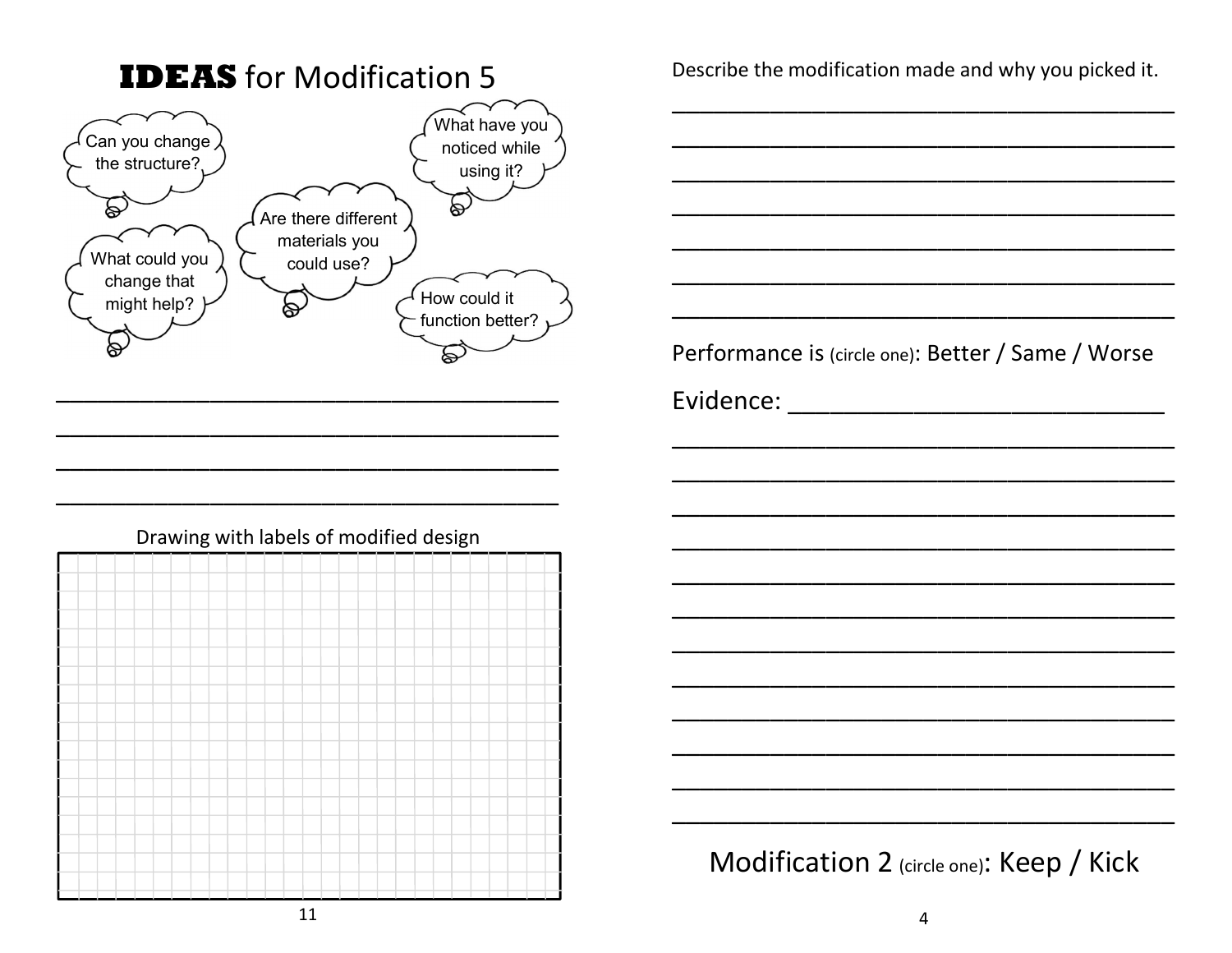## **IDEAS** for Modification 5

Can you change the structure?

What have you noticed while using it?

Are there different materials you could use?

What could you change that might help?

How could it function better?

\_\_\_\_\_\_\_\_\_\_\_\_\_\_\_\_\_\_\_\_\_\_\_\_\_\_\_\_\_\_\_\_\_\_\_\_\_\_\_\_

\_\_\_\_\_\_\_\_\_\_\_\_\_\_\_\_\_\_\_\_\_\_\_\_\_\_\_\_\_\_\_\_\_\_\_\_\_\_\_\_

\_\_\_\_\_\_\_\_\_\_\_\_\_\_\_\_\_\_\_\_\_\_\_\_\_\_\_\_\_\_\_\_\_\_\_\_\_\_\_\_

\_\_\_\_\_\_\_\_\_\_\_\_\_\_\_\_\_\_\_\_\_\_\_\_\_\_\_\_\_\_\_\_\_\_\_\_\_\_\_\_

Drawing with labels of modified design

Describe the modification made and why you picked it.

\_\_\_\_\_\_\_\_\_\_\_\_\_\_\_\_\_\_\_\_\_\_\_\_\_\_\_\_\_\_\_\_\_\_\_\_\_\_\_\_

\_\_\_\_\_\_\_\_\_\_\_\_\_\_\_\_\_\_\_\_\_\_\_\_\_\_\_\_\_\_\_\_\_\_\_\_\_\_\_\_

\_\_\_\_\_\_\_\_\_\_\_\_\_\_\_\_\_\_\_\_\_\_\_\_\_\_\_\_\_\_\_\_\_\_\_\_\_\_\_\_

\_\_\_\_\_\_\_\_\_\_\_\_\_\_\_\_\_\_\_\_\_\_\_\_\_\_\_\_\_\_\_\_\_\_\_\_\_\_\_\_

\_\_\_\_\_\_\_\_\_\_\_\_\_\_\_\_\_\_\_\_\_\_\_\_\_\_\_\_\_\_\_\_\_\_\_\_\_\_\_\_

\_\_\_\_\_\_\_\_\_\_\_\_\_\_\_\_\_\_\_\_\_\_\_\_\_\_\_\_\_\_\_\_\_\_\_\_\_\_\_\_

\_\_\_\_\_\_\_\_\_\_\_\_\_\_\_\_\_\_\_\_\_\_\_\_\_\_\_\_\_\_\_\_\_\_\_\_\_\_\_\_

Performance is (circle one): Better / Same / Worse

Evidence: \_\_\_\_\_\_\_\_\_\_\_\_\_\_\_\_\_\_\_\_\_\_\_\_\_\_\_\_\_\_

\_\_\_\_\_\_\_\_\_\_\_\_\_\_\_\_\_\_\_\_\_\_\_\_\_\_\_\_\_\_\_\_\_\_\_\_\_\_\_\_

\_\_\_\_\_\_\_\_\_\_\_\_\_\_\_\_\_\_\_\_\_\_\_\_\_\_\_\_\_\_\_\_\_\_\_\_\_\_\_\_

\_\_\_\_\_\_\_\_\_\_\_\_\_\_\_\_\_\_\_\_\_\_\_\_\_\_\_\_\_\_\_\_\_\_\_\_\_\_\_\_

\_\_\_\_\_\_\_\_\_\_\_\_\_\_\_\_\_\_\_\_\_\_\_\_\_\_\_\_\_\_\_\_\_\_\_\_\_\_\_\_

\_\_\_\_\_\_\_\_\_\_\_\_\_\_\_\_\_\_\_\_\_\_\_\_\_\_\_\_\_\_\_\_\_\_\_\_\_\_\_\_

\_\_\_\_\_\_\_\_\_\_\_\_\_\_\_\_\_\_\_\_\_\_\_\_\_\_\_\_\_\_\_\_\_\_\_\_\_\_\_\_

\_\_\_\_\_\_\_\_\_\_\_\_\_\_\_\_\_\_\_\_\_\_\_\_\_\_\_\_\_\_\_\_\_\_\_\_\_\_\_\_

\_\_\_\_\_\_\_\_\_\_\_\_\_\_\_\_\_\_\_\_\_\_\_\_\_\_\_\_\_\_\_\_\_\_\_\_\_\_\_\_

\_\_\_\_\_\_\_\_\_\_\_\_\_\_\_\_\_\_\_\_\_\_\_\_\_\_\_\_\_\_\_\_\_\_\_\_\_\_\_\_

\_\_\_\_\_\_\_\_\_\_\_\_\_\_\_\_\_\_\_\_\_\_\_\_\_\_\_\_\_\_\_\_\_\_\_\_\_\_\_\_

\_\_\_\_\_\_\_\_\_\_\_\_\_\_\_\_\_\_\_\_\_\_\_\_\_\_\_\_\_\_\_\_\_\_\_\_\_\_\_\_

\_\_\_\_\_\_\_\_\_\_\_\_\_\_\_\_\_\_\_\_\_\_\_\_\_\_\_\_\_\_\_\_\_\_\_\_\_\_\_\_

Modification 2 (circle one): Keep / Kick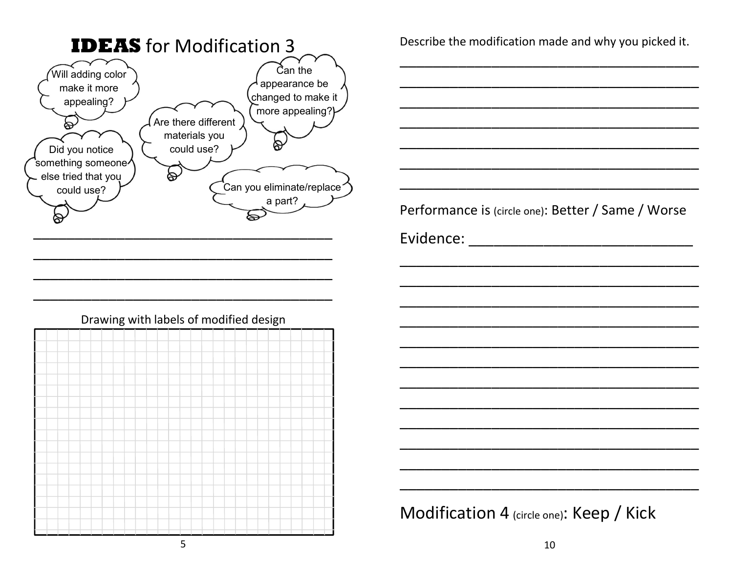## **IDEAS** for Modification 3

Will adding color make it more appealing?

Are there different materials you could use?

Can the appearance be changed to make it more appealing?

Did you notice something someone else tried that you could use?

Can you eliminate/replace a part?

\_\_\_\_\_\_\_\_\_\_\_\_\_\_\_\_\_\_\_\_\_\_\_\_\_\_\_\_\_\_\_\_\_\_\_\_\_\_\_\_

\_\_\_\_\_\_\_\_\_\_\_\_\_\_\_\_\_\_\_\_\_\_\_\_\_\_\_\_\_\_\_\_\_\_\_\_\_\_\_\_

\_\_\_\_\_\_\_\_\_\_\_\_\_\_\_\_\_\_\_\_\_\_\_\_\_\_\_\_\_\_\_\_\_\_\_\_\_\_\_\_

\_\_\_\_\_\_\_\_\_\_\_\_\_\_\_\_\_\_\_\_\_\_\_\_\_\_\_\_\_\_\_\_\_\_\_\_\_\_\_\_

Drawing with labels of modified design

Describe the modification made and why you picked it.

\_\_\_\_\_\_\_\_\_\_\_\_\_\_\_\_\_\_\_\_\_\_\_\_\_\_\_\_\_\_\_\_\_\_\_\_\_\_\_\_

\_\_\_\_\_\_\_\_\_\_\_\_\_\_\_\_\_\_\_\_\_\_\_\_\_\_\_\_\_\_\_\_\_\_\_\_\_\_\_\_

\_\_\_\_\_\_\_\_\_\_\_\_\_\_\_\_\_\_\_\_\_\_\_\_\_\_\_\_\_\_\_\_\_\_\_\_\_\_\_\_

\_\_\_\_\_\_\_\_\_\_\_\_\_\_\_\_\_\_\_\_\_\_\_\_\_\_\_\_\_\_\_\_\_\_\_\_\_\_\_\_

\_\_\_\_\_\_\_\_\_\_\_\_\_\_\_\_\_\_\_\_\_\_\_\_\_\_\_\_\_\_\_\_\_\_\_\_\_\_\_\_

\_\_\_\_\_\_\_\_\_\_\_\_\_\_\_\_\_\_\_\_\_\_\_\_\_\_\_\_\_\_\_\_\_\_\_\_\_\_\_\_

\_\_\_\_\_\_\_\_\_\_\_\_\_\_\_\_\_\_\_\_\_\_\_\_\_\_\_\_\_\_\_\_\_\_\_\_\_\_\_\_

Performance is (circle one): Better / Same / Worse

Evidence: \_\_\_\_\_\_\_\_\_\_\_\_\_\_\_\_\_\_\_\_\_\_\_\_\_\_\_\_\_\_

\_\_\_\_\_\_\_\_\_\_\_\_\_\_\_\_\_\_\_\_\_\_\_\_\_\_\_\_\_\_\_\_\_\_\_\_\_\_\_\_

\_\_\_\_\_\_\_\_\_\_\_\_\_\_\_\_\_\_\_\_\_\_\_\_\_\_\_\_\_\_\_\_\_\_\_\_\_\_\_\_

\_\_\_\_\_\_\_\_\_\_\_\_\_\_\_\_\_\_\_\_\_\_\_\_\_\_\_\_\_\_\_\_\_\_\_\_\_\_\_\_

\_\_\_\_\_\_\_\_\_\_\_\_\_\_\_\_\_\_\_\_\_\_\_\_\_\_\_\_\_\_\_\_\_\_\_\_\_\_\_\_

\_\_\_\_\_\_\_\_\_\_\_\_\_\_\_\_\_\_\_\_\_\_\_\_\_\_\_\_\_\_\_\_\_\_\_\_\_\_\_\_

\_\_\_\_\_\_\_\_\_\_\_\_\_\_\_\_\_\_\_\_\_\_\_\_\_\_\_\_\_\_\_\_\_\_\_\_\_\_\_\_

\_\_\_\_\_\_\_\_\_\_\_\_\_\_\_\_\_\_\_\_\_\_\_\_\_\_\_\_\_\_\_\_\_\_\_\_\_\_\_\_

\_\_\_\_\_\_\_\_\_\_\_\_\_\_\_\_\_\_\_\_\_\_\_\_\_\_\_\_\_\_\_\_\_\_\_\_\_\_\_\_

\_\_\_\_\_\_\_\_\_\_\_\_\_\_\_\_\_\_\_\_\_\_\_\_\_\_\_\_\_\_\_\_\_\_\_\_\_\_\_\_

\_\_\_\_\_\_\_\_\_\_\_\_\_\_\_\_\_\_\_\_\_\_\_\_\_\_\_\_\_\_\_\_\_\_\_\_\_\_\_\_

\_\_\_\_\_\_\_\_\_\_\_\_\_\_\_\_\_\_\_\_\_\_\_\_\_\_\_\_\_\_\_\_\_\_\_\_\_\_\_\_

\_\_\_\_\_\_\_\_\_\_\_\_\_\_\_\_\_\_\_\_\_\_\_\_\_\_\_\_\_\_\_\_\_\_\_\_\_\_\_\_

Modification 4 (circle one): Keep / Kick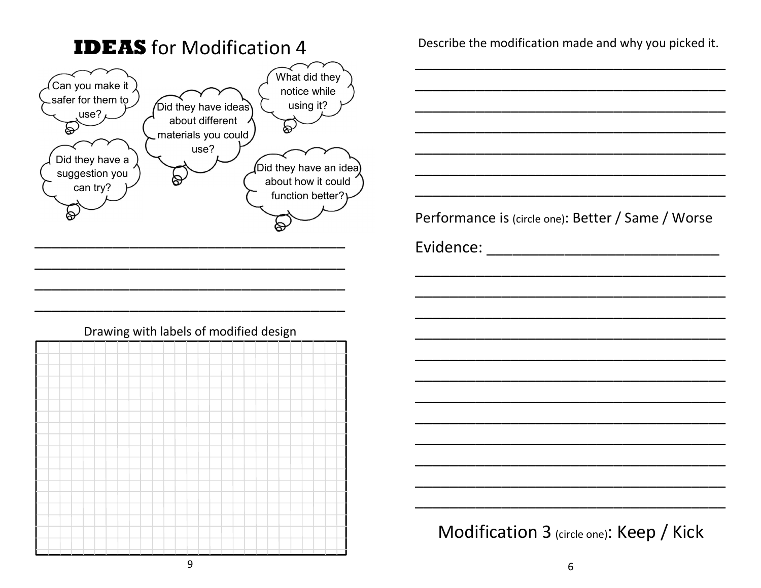# **IDEAS** for Modification 4

- Can you make it safer for them to use?
- Did they have ideas about different materials you could use?
- What did they notice while using it?
- Did they have a suggestion you can try?
- Did they have an idea about how it could function better?

\_\_\_\_\_\_\_\_\_\_\_\_\_\_\_\_\_\_\_\_\_\_\_\_\_\_\_\_\_\_\_\_\_\_\_\_\_\_\_\_

\_\_\_\_\_\_\_\_\_\_\_\_\_\_\_\_\_\_\_\_\_\_\_\_\_\_\_\_\_\_\_\_\_\_\_\_\_\_\_\_

\_\_\_\_\_\_\_\_\_\_\_\_\_\_\_\_\_\_\_\_\_\_\_\_\_\_\_\_\_\_\_\_\_\_\_\_\_\_\_\_

\_\_\_\_\_\_\_\_\_\_\_\_\_\_\_\_\_\_\_\_\_\_\_\_\_\_\_\_\_\_\_\_\_\_\_\_\_\_\_\_

Drawing with labels of modified design

Describe the modification made and why you picked it.

\_\_\_\_\_\_\_\_\_\_\_\_\_\_\_\_\_\_\_\_\_\_\_\_\_\_\_\_\_\_\_\_\_\_\_\_\_\_\_\_

\_\_\_\_\_\_\_\_\_\_\_\_\_\_\_\_\_\_\_\_\_\_\_\_\_\_\_\_\_\_\_\_\_\_\_\_\_\_\_\_

\_\_\_\_\_\_\_\_\_\_\_\_\_\_\_\_\_\_\_\_\_\_\_\_\_\_\_\_\_\_\_\_\_\_\_\_\_\_\_\_

\_\_\_\_\_\_\_\_\_\_\_\_\_\_\_\_\_\_\_\_\_\_\_\_\_\_\_\_\_\_\_\_\_\_\_\_\_\_\_\_

\_\_\_\_\_\_\_\_\_\_\_\_\_\_\_\_\_\_\_\_\_\_\_\_\_\_\_\_\_\_\_\_\_\_\_\_\_\_\_\_

\_\_\_\_\_\_\_\_\_\_\_\_\_\_\_\_\_\_\_\_\_\_\_\_\_\_\_\_\_\_\_\_\_\_\_\_\_\_\_\_

\_\_\_\_\_\_\_\_\_\_\_\_\_\_\_\_\_\_\_\_\_\_\_\_\_\_\_\_\_\_\_\_\_\_\_\_\_\_\_\_

Performance is (circle one): Better / Same / Worse

Evidence: \_\_\_\_\_\_\_\_\_\_\_\_\_\_\_\_\_\_\_\_\_\_\_\_\_\_\_\_\_\_

\_\_\_\_\_\_\_\_\_\_\_\_\_\_\_\_\_\_\_\_\_\_\_\_\_\_\_\_\_\_\_\_\_\_\_\_\_\_\_\_

\_\_\_\_\_\_\_\_\_\_\_\_\_\_\_\_\_\_\_\_\_\_\_\_\_\_\_\_\_\_\_\_\_\_\_\_\_\_\_\_

\_\_\_\_\_\_\_\_\_\_\_\_\_\_\_\_\_\_\_\_\_\_\_\_\_\_\_\_\_\_\_\_\_\_\_\_\_\_\_\_

\_\_\_\_\_\_\_\_\_\_\_\_\_\_\_\_\_\_\_\_\_\_\_\_\_\_\_\_\_\_\_\_\_\_\_\_\_\_\_\_

\_\_\_\_\_\_\_\_\_\_\_\_\_\_\_\_\_\_\_\_\_\_\_\_\_\_\_\_\_\_\_\_\_\_\_\_\_\_\_\_

\_\_\_\_\_\_\_\_\_\_\_\_\_\_\_\_\_\_\_\_\_\_\_\_\_\_\_\_\_\_\_\_\_\_\_\_\_\_\_\_

\_\_\_\_\_\_\_\_\_\_\_\_\_\_\_\_\_\_\_\_\_\_\_\_\_\_\_\_\_\_\_\_\_\_\_\_\_\_\_\_

\_\_\_\_\_\_\_\_\_\_\_\_\_\_\_\_\_\_\_\_\_\_\_\_\_\_\_\_\_\_\_\_\_\_\_\_\_\_\_\_

\_\_\_\_\_\_\_\_\_\_\_\_\_\_\_\_\_\_\_\_\_\_\_\_\_\_\_\_\_\_\_\_\_\_\_\_\_\_\_\_

\_\_\_\_\_\_\_\_\_\_\_\_\_\_\_\_\_\_\_\_\_\_\_\_\_\_\_\_\_\_\_\_\_\_\_\_\_\_\_\_

\_\_\_\_\_\_\_\_\_\_\_\_\_\_\_\_\_\_\_\_\_\_\_\_\_\_\_\_\_\_\_\_\_\_\_\_\_\_\_\_

\_\_\_\_\_\_\_\_\_\_\_\_\_\_\_\_\_\_\_\_\_\_\_\_\_\_\_\_\_\_\_\_\_\_\_\_\_\_\_\_

Modification 3 (circle one): Keep / Kick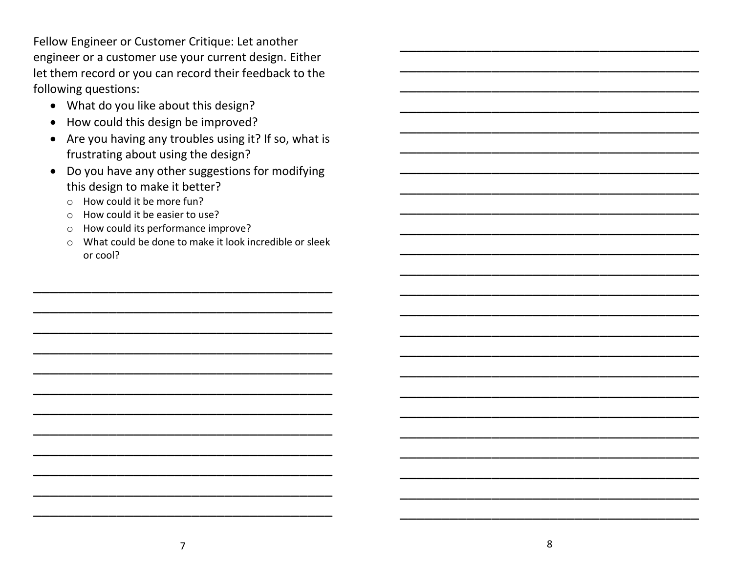Fellow Engineer or Customer Critique: Let another engineer or a customer use your current design. Either let them record or you can record their feedback to the following questions:

- What do you like about this design?
- How could this design be improved?
- Are you having any troubles using it? If so, what is frustrating about using the design?
- Do you have any other suggestions for modifying this design to make it better?
  - How could it be more fun?
  - How could it be easier to use?
  - How could its performance improve?
  - What could be done to make it look incredible or sleek or cool?

___________________________________________

___________________________________________

___________________________________________

___________________________________________

___________________________________________

___________________________________________

___________________________________________

___________________________________________

___________________________________________

___________________________________________

___________________________________________

___________________________________________

___________________________________________

___________________________________________

___________________________________________

___________________________________________

___________________________________________

___________________________________________

___________________________________________

___________________________________________

___________________________________________

___________________________________________

___________________________________________

___________________________________________

___________________________________________

___________________________________________

___________________________________________

___________________________________________

___________________________________________

___________________________________________

___________________________________________

___________________________________________

___________________________________________

___________________________________________

___________________________________________